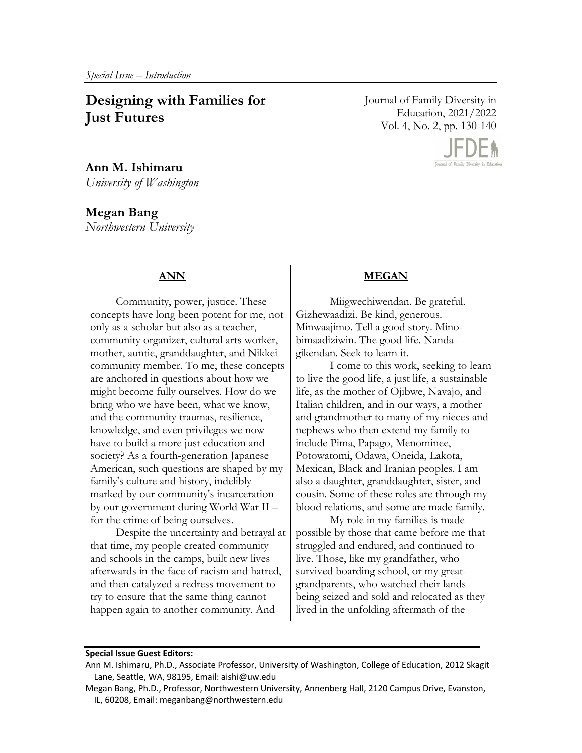*Special Issue – Introduction*

# Designing with Families for Just Futures

**Ann M. Ishimaru**
*University of Washington*

**Megan Bang**
*Northwestern University*

## ANN

Community, power, justice. These concepts have long been potent for me, not only as a scholar but also as a teacher, community organizer, cultural arts worker, mother, auntie, granddaughter, and Nikkei community member. To me, these concepts are anchored in questions about how we might become fully ourselves. How do we bring who we have been, what we know, and the community traumas, resilience, knowledge, and even privileges we now have to build a more just education and society? As a fourth-generation Japanese American, such questions are shaped by my family's culture and history, indelibly marked by our community's incarceration by our government during World War II – for the crime of being ourselves.

Despite the uncertainty and betrayal at that time, my people created community and schools in the camps, built new lives afterwards in the face of racism and hatred, and then catalyzed a redress movement to try to ensure that the same thing cannot happen again to another community. And

## MEGAN

Miigwechiwendan. Be grateful. Gizhewaadizi. Be kind, generous. Minwaajimo. Tell a good story. Mino-bimaadiziwin. The good life. Nanda-gikendan. Seek to learn it.

I come to this work, seeking to learn to live the good life, a just life, a sustainable life, as the mother of Ojibwe, Navajo, and Italian children, and in our ways, a mother and grandmother to many of my nieces and nephews who then extend my family to include Pima, Papago, Menominee, Potowatomi, Odawa, Oneida, Lakota, Mexican, Black and Iranian peoples. I am also a daughter, granddaughter, sister, and cousin. Some of these roles are through my blood relations, and some are made family.

My role in my families is made possible by those that came before me that struggled and endured, and continued to live. Those, like my grandfather, who survived boarding school, or my great-grandparents, who watched their lands being seized and sold and relocated as they lived in the unfolding aftermath of the

---

**Special Issue Guest Editors:**

Ann M. Ishimaru, Ph.D., Associate Professor, University of Washington, College of Education, 2012 Skagit Lane, Seattle, WA, 98195, Email: aishi@uw.edu

Megan Bang, Ph.D., Professor, Northwestern University, Annenberg Hall, 2120 Campus Drive, Evanston, IL, 60208, Email: meganbang@northwestern.edu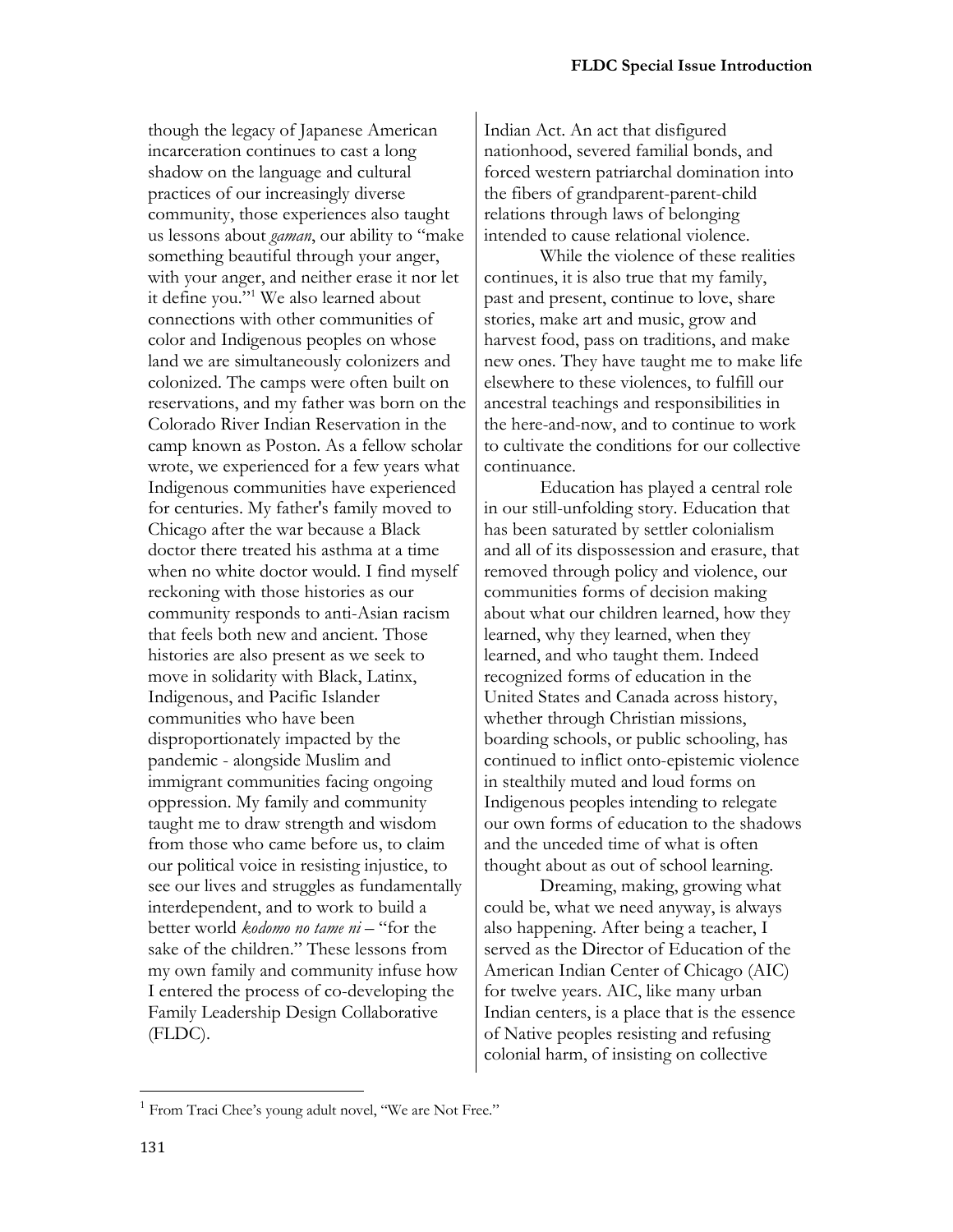though the legacy of Japanese American incarceration continues to cast a long shadow on the language and cultural practices of our increasingly diverse community, those experiences also taught us lessons about *gaman*, our ability to "make something beautiful through your anger, with your anger, and neither erase it nor let it define you."[1] We also learned about connections with other communities of color and Indigenous peoples on whose land we are simultaneously colonizers and colonized. The camps were often built on reservations, and my father was born on the Colorado River Indian Reservation in the camp known as Poston. As a fellow scholar wrote, we experienced for a few years what Indigenous communities have experienced for centuries. My father's family moved to Chicago after the war because a Black doctor there treated his asthma at a time when no white doctor would. I find myself reckoning with those histories as our community responds to anti-Asian racism that feels both new and ancient. Those histories are also present as we seek to move in solidarity with Black, Latinx, Indigenous, and Pacific Islander communities who have been disproportionately impacted by the pandemic - alongside Muslim and immigrant communities facing ongoing oppression. My family and community taught me to draw strength and wisdom from those who came before us, to claim our political voice in resisting injustice, to see our lives and struggles as fundamentally interdependent, and to work to build a better world *kodomo no tame ni* – "for the sake of the children." These lessons from my own family and community infuse how I entered the process of co-developing the Family Leadership Design Collaborative (FLDC).

Indian Act. An act that disfigured nationhood, severed familial bonds, and forced western patriarchal domination into the fibers of grandparent-parent-child relations through laws of belonging intended to cause relational violence.

While the violence of these realities continues, it is also true that my family, past and present, continue to love, share stories, make art and music, grow and harvest food, pass on traditions, and make new ones. They have taught me to make life elsewhere to these violences, to fulfill our ancestral teachings and responsibilities in the here-and-now, and to continue to work to cultivate the conditions for our collective continuance.

Education has played a central role in our still-unfolding story. Education that has been saturated by settler colonialism and all of its dispossession and erasure, that removed through policy and violence, our communities forms of decision making about what our children learned, how they learned, why they learned, when they learned, and who taught them. Indeed recognized forms of education in the United States and Canada across history, whether through Christian missions, boarding schools, or public schooling, has continued to inflict onto-epistemic violence in stealthily muted and loud forms on Indigenous peoples intending to relegate our own forms of education to the shadows and the unceded time of what is often thought about as out of school learning.

Dreaming, making, growing what could be, what we need anyway, is always also happening. After being a teacher, I served as the Director of Education of the American Indian Center of Chicago (AIC) for twelve years. AIC, like many urban Indian centers, is a place that is the essence of Native peoples resisting and refusing colonial harm, of insisting on collective

[1] From Traci Chee's young adult novel, "We are Not Free."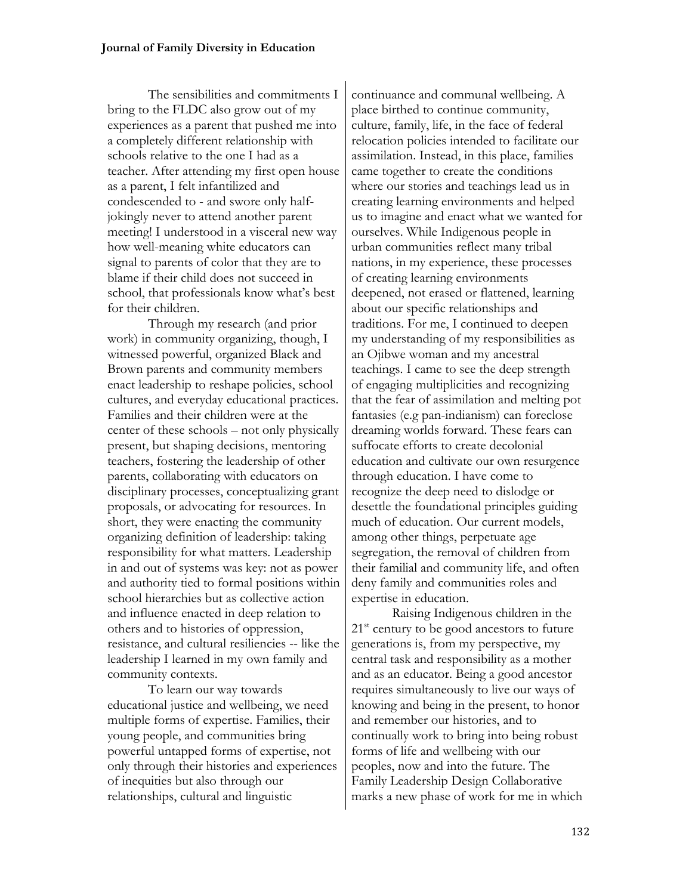The sensibilities and commitments I bring to the FLDC also grow out of my experiences as a parent that pushed me into a completely different relationship with schools relative to the one I had as a teacher. After attending my first open house as a parent, I felt infantilized and condescended to - and swore only half-jokingly never to attend another parent meeting! I understood in a visceral new way how well-meaning white educators can signal to parents of color that they are to blame if their child does not succeed in school, that professionals know what's best for their children.

Through my research (and prior work) in community organizing, though, I witnessed powerful, organized Black and Brown parents and community members enact leadership to reshape policies, school cultures, and everyday educational practices. Families and their children were at the center of these schools – not only physically present, but shaping decisions, mentoring teachers, fostering the leadership of other parents, collaborating with educators on disciplinary processes, conceptualizing grant proposals, or advocating for resources. In short, they were enacting the community organizing definition of leadership: taking responsibility for what matters. Leadership in and out of systems was key: not as power and authority tied to formal positions within school hierarchies but as collective action and influence enacted in deep relation to others and to histories of oppression, resistance, and cultural resiliencies -- like the leadership I learned in my own family and community contexts.

To learn our way towards educational justice and wellbeing, we need multiple forms of expertise. Families, their young people, and communities bring powerful untapped forms of expertise, not only through their histories and experiences of inequities but also through our relationships, cultural and linguistic continuance and communal wellbeing. A place birthed to continue community, culture, family, life, in the face of federal relocation policies intended to facilitate our assimilation. Instead, in this place, families came together to create the conditions where our stories and teachings lead us in creating learning environments and helped us to imagine and enact what we wanted for ourselves. While Indigenous people in urban communities reflect many tribal nations, in my experience, these processes of creating learning environments deepened, not erased or flattened, learning about our specific relationships and traditions. For me, I continued to deepen my understanding of my responsibilities as an Ojibwe woman and my ancestral teachings. I came to see the deep strength of engaging multiplicities and recognizing that the fear of assimilation and melting pot fantasies (e.g pan-indianism) can foreclose dreaming worlds forward. These fears can suffocate efforts to create decolonial education and cultivate our own resurgence through education. I have come to recognize the deep need to dislodge or desettle the foundational principles guiding much of education. Our current models, among other things, perpetuate age segregation, the removal of children from their familial and community life, and often deny family and communities roles and expertise in education.

Raising Indigenous children in the 21st century to be good ancestors to future generations is, from my perspective, my central task and responsibility as a mother and as an educator. Being a good ancestor requires simultaneously to live our ways of knowing and being in the present, to honor and remember our histories, and to continually work to bring into being robust forms of life and wellbeing with our peoples, now and into the future. The Family Leadership Design Collaborative marks a new phase of work for me in which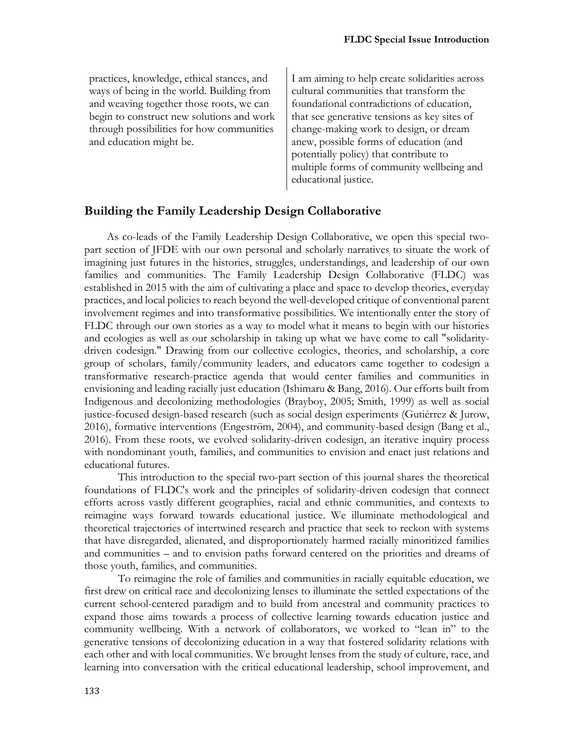practices, knowledge, ethical stances, and ways of being in the world. Building from and weaving together those roots, we can begin to construct new solutions and work through possibilities for how communities and education might be.

I am aiming to help create solidarities across cultural communities that transform the foundational contradictions of education, that see generative tensions as key sites of change-making work to design, or dream anew, possible forms of education (and potentially policy) that contribute to multiple forms of community wellbeing and educational justice.

## Building the Family Leadership Design Collaborative

As co-leads of the Family Leadership Design Collaborative, we open this special two-part section of JFDE with our own personal and scholarly narratives to situate the work of imagining just futures in the histories, struggles, understandings, and leadership of our own families and communities. The Family Leadership Design Collaborative (FLDC) was established in 2015 with the aim of cultivating a place and space to develop theories, everyday practices, and local policies to reach beyond the well-developed critique of conventional parent involvement regimes and into transformative possibilities. We intentionally enter the story of FLDC through our own stories as a way to model what it means to begin with our histories and ecologies as well as our scholarship in taking up what we have come to call "solidarity-driven codesign." Drawing from our collective ecologies, theories, and scholarship, a core group of scholars, family/community leaders, and educators came together to codesign a transformative research-practice agenda that would center families and communities in envisioning and leading racially just education (Ishimaru & Bang, 2016). Our efforts built from Indigenous and decolonizing methodologies (Brayboy, 2005; Smith, 1999) as well as social justice-focused design-based research (such as social design experiments (Gutiérrez & Jurow, 2016), formative interventions (Engeström, 2004), and community-based design (Bang et al., 2016). From these roots, we evolved solidarity-driven codesign, an iterative inquiry process with nondominant youth, families, and communities to envision and enact just relations and educational futures.

This introduction to the special two-part section of this journal shares the theoretical foundations of FLDC's work and the principles of solidarity-driven codesign that connect efforts across vastly different geographies, racial and ethnic communities, and contexts to reimagine ways forward towards educational justice. We illuminate methodological and theoretical trajectories of intertwined research and practice that seek to reckon with systems that have disregarded, alienated, and disproportionately harmed racially minoritized families and communities – and to envision paths forward centered on the priorities and dreams of those youth, families, and communities.

To reimagine the role of families and communities in racially equitable education, we first drew on critical race and decolonizing lenses to illuminate the settled expectations of the current school-centered paradigm and to build from ancestral and community practices to expand those aims towards a process of collective learning towards education justice and community wellbeing. With a network of collaborators, we worked to "lean in" to the generative tensions of decolonizing education in a way that fostered solidarity relations with each other and with local communities. We brought lenses from the study of culture, race, and learning into conversation with the critical educational leadership, school improvement, and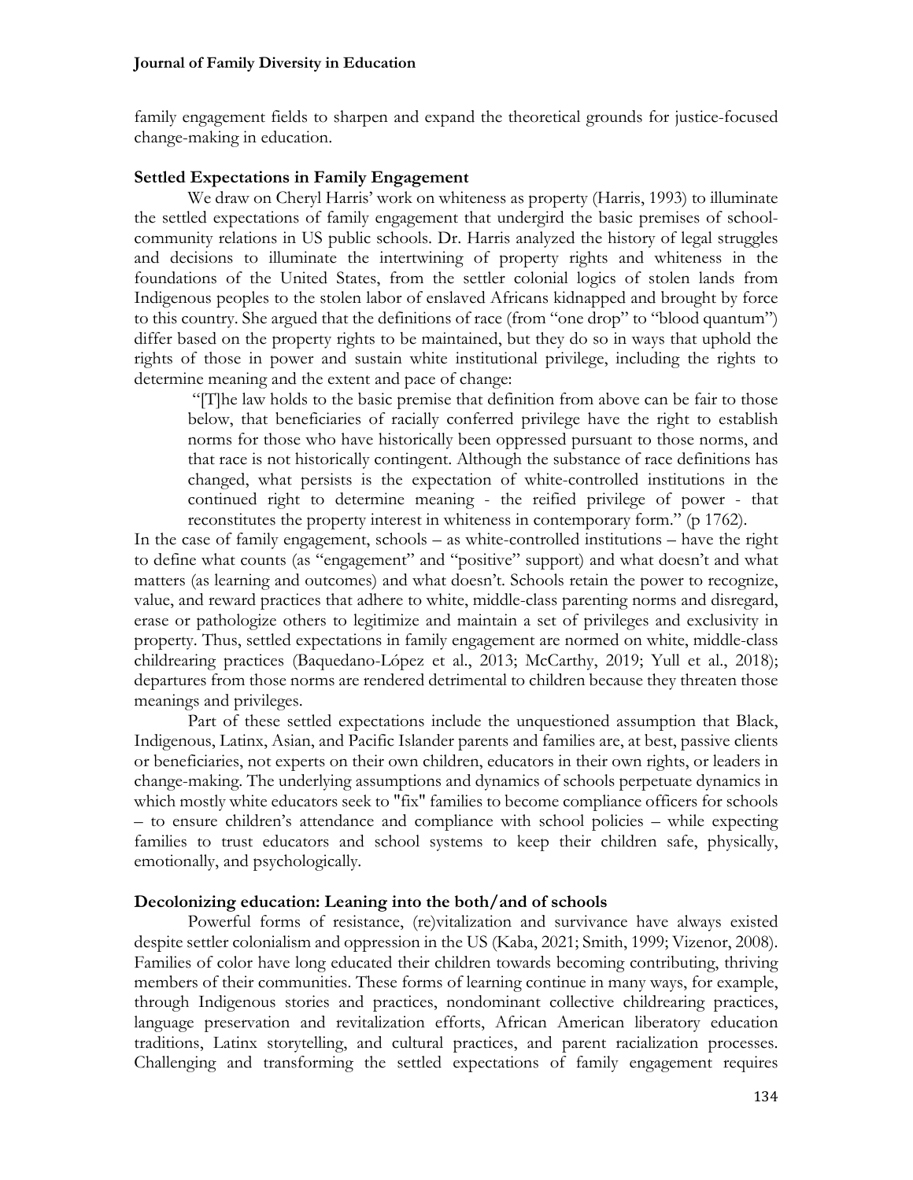family engagement fields to sharpen and expand the theoretical grounds for justice-focused change-making in education.

### Settled Expectations in Family Engagement

We draw on Cheryl Harris' work on whiteness as property (Harris, 1993) to illuminate the settled expectations of family engagement that undergird the basic premises of school-community relations in US public schools. Dr. Harris analyzed the history of legal struggles and decisions to illuminate the intertwining of property rights and whiteness in the foundations of the United States, from the settler colonial logics of stolen lands from Indigenous peoples to the stolen labor of enslaved Africans kidnapped and brought by force to this country. She argued that the definitions of race (from "one drop" to "blood quantum") differ based on the property rights to be maintained, but they do so in ways that uphold the rights of those in power and sustain white institutional privilege, including the rights to determine meaning and the extent and pace of change:

> "[T]he law holds to the basic premise that definition from above can be fair to those below, that beneficiaries of racially conferred privilege have the right to establish norms for those who have historically been oppressed pursuant to those norms, and that race is not historically contingent. Although the substance of race definitions has changed, what persists is the expectation of white-controlled institutions in the continued right to determine meaning - the reified privilege of power - that reconstitutes the property interest in whiteness in contemporary form." (p 1762).

In the case of family engagement, schools – as white-controlled institutions – have the right to define what counts (as "engagement" and "positive" support) and what doesn't and what matters (as learning and outcomes) and what doesn't. Schools retain the power to recognize, value, and reward practices that adhere to white, middle-class parenting norms and disregard, erase or pathologize others to legitimize and maintain a set of privileges and exclusivity in property. Thus, settled expectations in family engagement are normed on white, middle-class childrearing practices (Baquedano-López et al., 2013; McCarthy, 2019; Yull et al., 2018); departures from those norms are rendered detrimental to children because they threaten those meanings and privileges.

Part of these settled expectations include the unquestioned assumption that Black, Indigenous, Latinx, Asian, and Pacific Islander parents and families are, at best, passive clients or beneficiaries, not experts on their own children, educators in their own rights, or leaders in change-making. The underlying assumptions and dynamics of schools perpetuate dynamics in which mostly white educators seek to "fix" families to become compliance officers for schools – to ensure children's attendance and compliance with school policies – while expecting families to trust educators and school systems to keep their children safe, physically, emotionally, and psychologically.

### Decolonizing education: Leaning into the both/and of schools

Powerful forms of resistance, (re)vitalization and survivance have always existed despite settler colonialism and oppression in the US (Kaba, 2021; Smith, 1999; Vizenor, 2008). Families of color have long educated their children towards becoming contributing, thriving members of their communities. These forms of learning continue in many ways, for example, through Indigenous stories and practices, nondominant collective childrearing practices, language preservation and revitalization efforts, African American liberatory education traditions, Latinx storytelling, and cultural practices, and parent racialization processes. Challenging and transforming the settled expectations of family engagement requires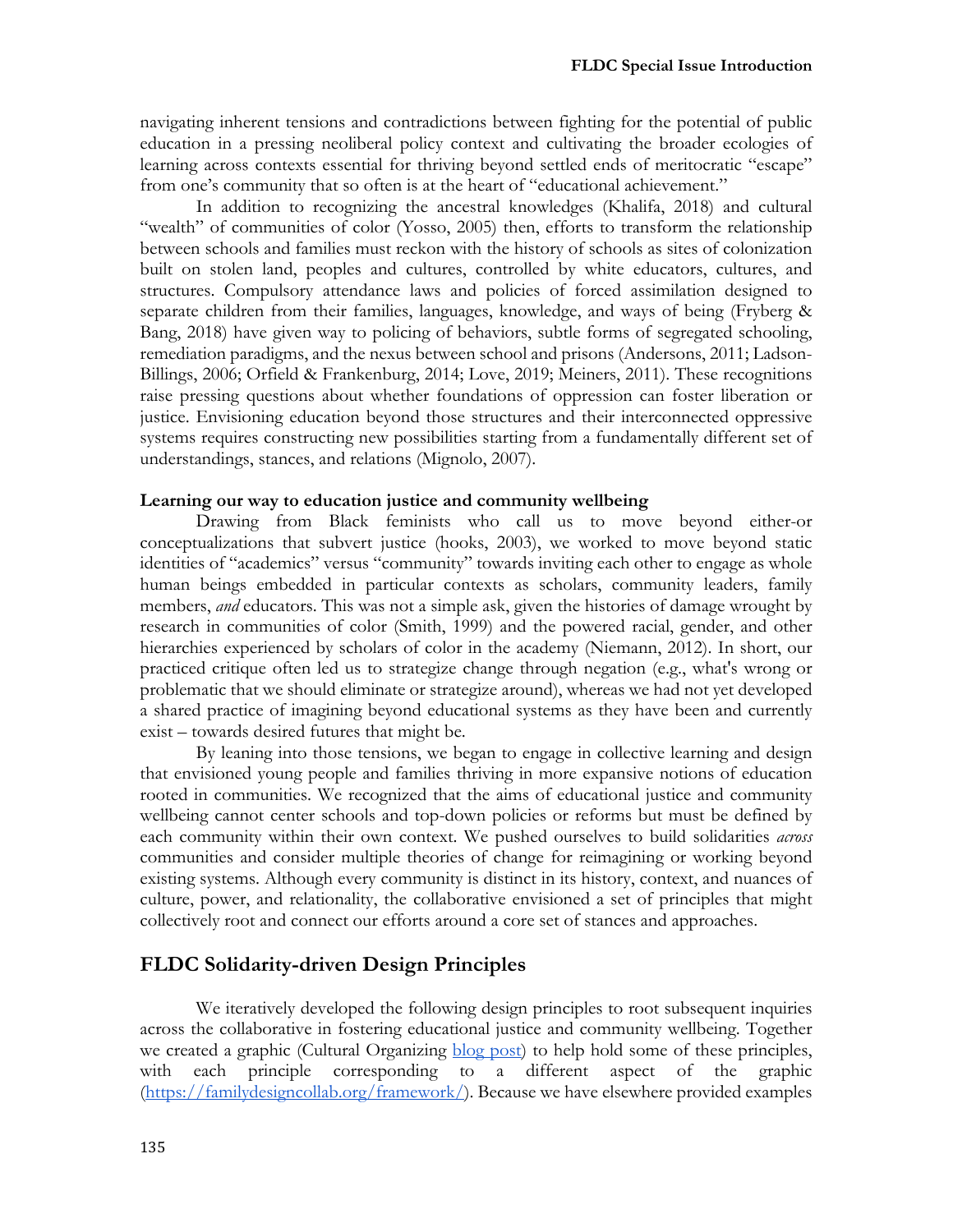navigating inherent tensions and contradictions between fighting for the potential of public education in a pressing neoliberal policy context and cultivating the broader ecologies of learning across contexts essential for thriving beyond settled ends of meritocratic "escape" from one's community that so often is at the heart of "educational achievement."

In addition to recognizing the ancestral knowledges (Khalifa, 2018) and cultural "wealth" of communities of color (Yosso, 2005) then, efforts to transform the relationship between schools and families must reckon with the history of schools as sites of colonization built on stolen land, peoples and cultures, controlled by white educators, cultures, and structures. Compulsory attendance laws and policies of forced assimilation designed to separate children from their families, languages, knowledge, and ways of being (Fryberg & Bang, 2018) have given way to policing of behaviors, subtle forms of segregated schooling, remediation paradigms, and the nexus between school and prisons (Andersons, 2011; Ladson-Billings, 2006; Orfield & Frankenburg, 2014; Love, 2019; Meiners, 2011). These recognitions raise pressing questions about whether foundations of oppression can foster liberation or justice. Envisioning education beyond those structures and their interconnected oppressive systems requires constructing new possibilities starting from a fundamentally different set of understandings, stances, and relations (Mignolo, 2007).

**Learning our way to education justice and community wellbeing**

Drawing from Black feminists who call us to move beyond either-or conceptualizations that subvert justice (hooks, 2003), we worked to move beyond static identities of "academics" versus "community" towards inviting each other to engage as whole human beings embedded in particular contexts as scholars, community leaders, family members, *and* educators. This was not a simple ask, given the histories of damage wrought by research in communities of color (Smith, 1999) and the powered racial, gender, and other hierarchies experienced by scholars of color in the academy (Niemann, 2012). In short, our practiced critique often led us to strategize change through negation (e.g., what's wrong or problematic that we should eliminate or strategize around), whereas we had not yet developed a shared practice of imagining beyond educational systems as they have been and currently exist – towards desired futures that might be.

By leaning into those tensions, we began to engage in collective learning and design that envisioned young people and families thriving in more expansive notions of education rooted in communities. We recognized that the aims of educational justice and community wellbeing cannot center schools and top-down policies or reforms but must be defined by each community within their own context. We pushed ourselves to build solidarities *across* communities and consider multiple theories of change for reimagining or working beyond existing systems. Although every community is distinct in its history, context, and nuances of culture, power, and relationality, the collaborative envisioned a set of principles that might collectively root and connect our efforts around a core set of stances and approaches.

## FLDC Solidarity-driven Design Principles

We iteratively developed the following design principles to root subsequent inquiries across the collaborative in fostering educational justice and community wellbeing. Together we created a graphic (Cultural Organizing [blog post]) to help hold some of these principles, with each principle corresponding to a different aspect of the graphic (https://familydesigncollab.org/framework/). Because we have elsewhere provided examples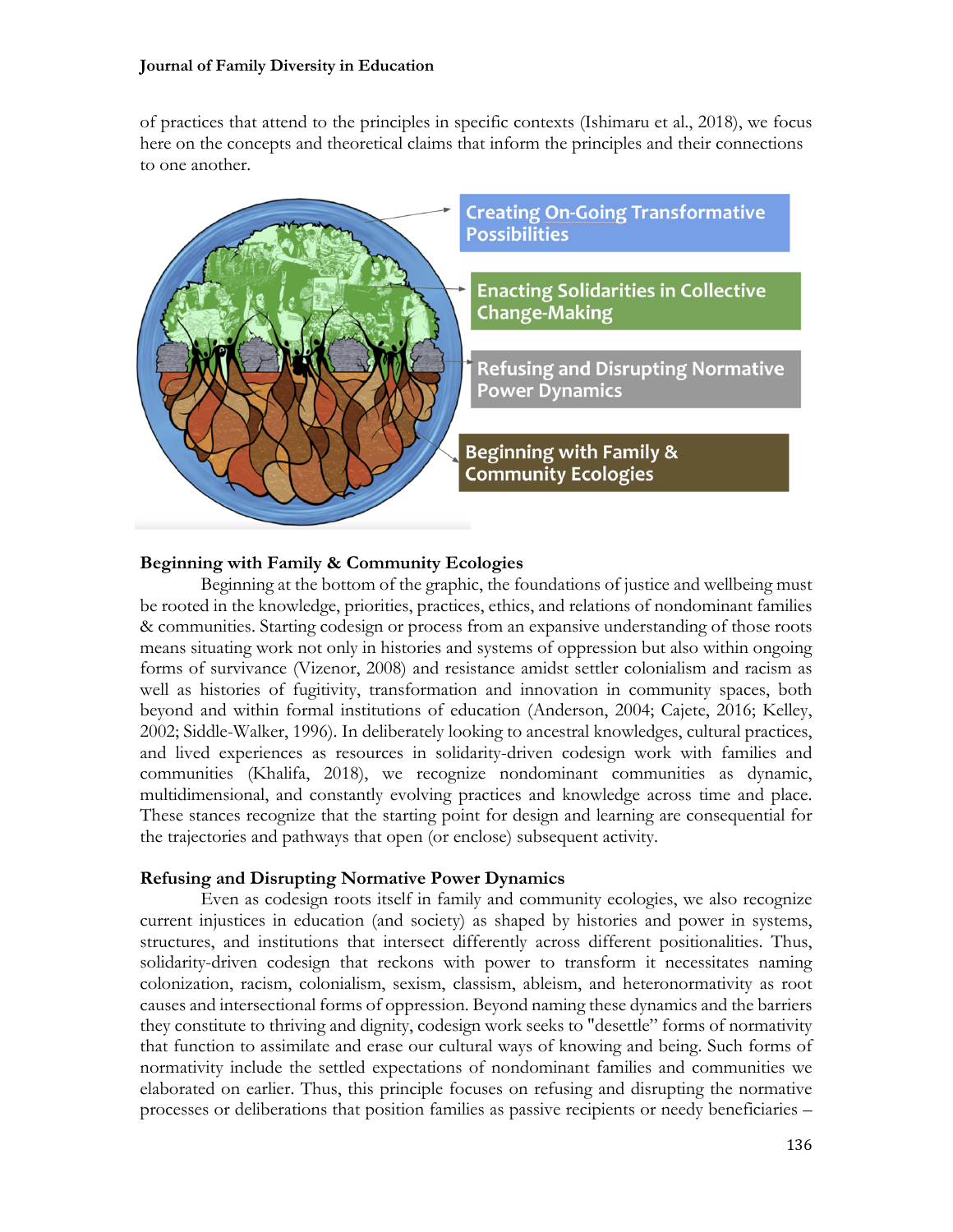of practices that attend to the principles in specific contexts (Ishimaru et al., 2018), we focus here on the concepts and theoretical claims that inform the principles and their connections to one another.

Creating On-Going Transformative Possibilities

Enacting Solidarities in Collective Change-Making

Refusing and Disrupting Normative Power Dynamics

Beginning with Family & Community Ecologies

**Beginning with Family & Community Ecologies**

Beginning at the bottom of the graphic, the foundations of justice and wellbeing must be rooted in the knowledge, priorities, practices, ethics, and relations of nondominant families & communities. Starting codesign or process from an expansive understanding of those roots means situating work not only in histories and systems of oppression but also within ongoing forms of survivance (Vizenor, 2008) and resistance amidst settler colonialism and racism as well as histories of fugitivity, transformation and innovation in community spaces, both beyond and within formal institutions of education (Anderson, 2004; Cajete, 2016; Kelley, 2002; Siddle-Walker, 1996). In deliberately looking to ancestral knowledges, cultural practices, and lived experiences as resources in solidarity-driven codesign work with families and communities (Khalifa, 2018), we recognize nondominant communities as dynamic, multidimensional, and constantly evolving practices and knowledge across time and place. These stances recognize that the starting point for design and learning are consequential for the trajectories and pathways that open (or enclose) subsequent activity.

**Refusing and Disrupting Normative Power Dynamics**

Even as codesign roots itself in family and community ecologies, we also recognize current injustices in education (and society) as shaped by histories and power in systems, structures, and institutions that intersect differently across different positionalities. Thus, solidarity-driven codesign that reckons with power to transform it necessitates naming colonization, racism, colonialism, sexism, classism, ableism, and heteronormativity as root causes and intersectional forms of oppression. Beyond naming these dynamics and the barriers they constitute to thriving and dignity, codesign work seeks to "desettle" forms of normativity that function to assimilate and erase our cultural ways of knowing and being. Such forms of normativity include the settled expectations of nondominant families and communities we elaborated on earlier. Thus, this principle focuses on refusing and disrupting the normative processes or deliberations that position families as passive recipients or needy beneficiaries –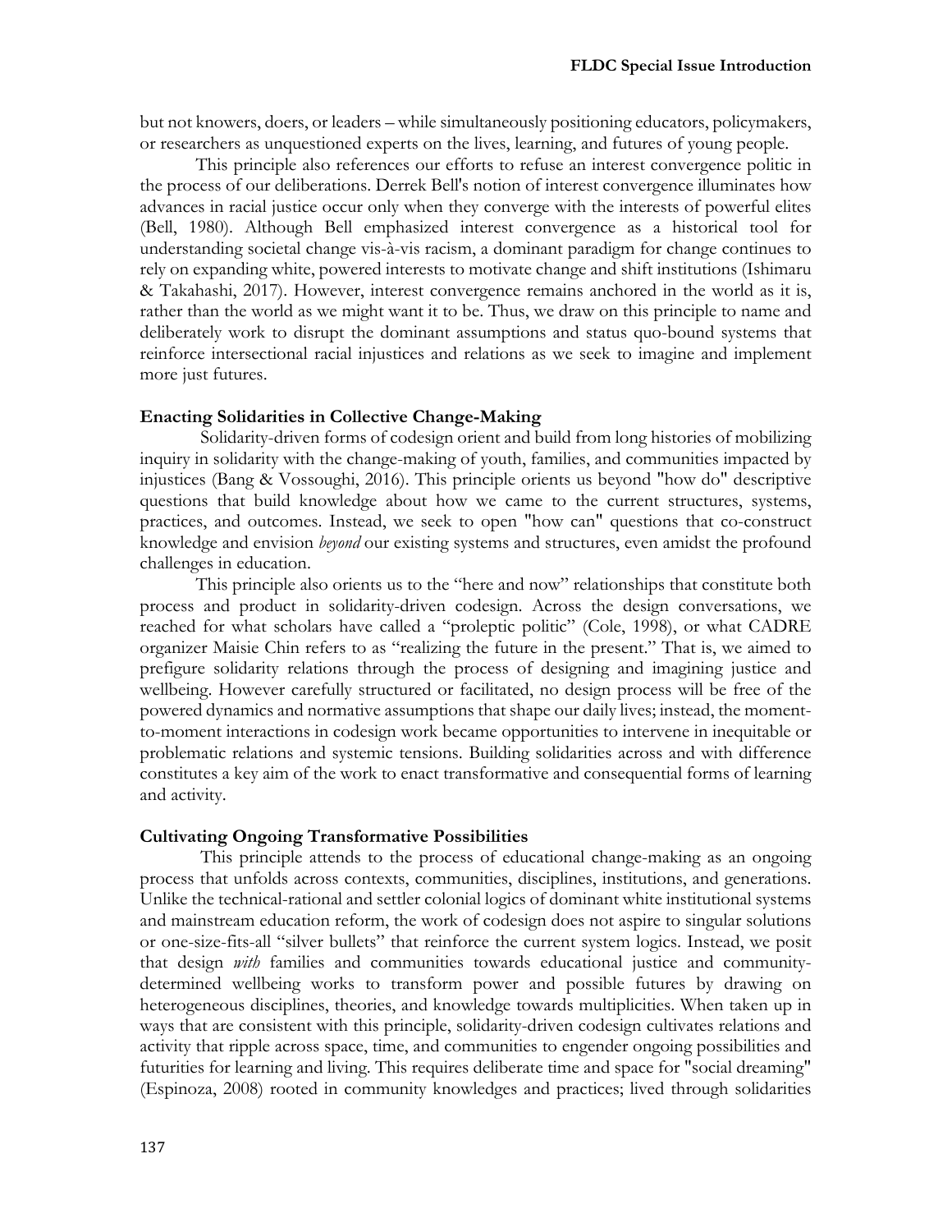but not knowers, doers, or leaders – while simultaneously positioning educators, policymakers, or researchers as unquestioned experts on the lives, learning, and futures of young people.

This principle also references our efforts to refuse an interest convergence politic in the process of our deliberations. Derrek Bell's notion of interest convergence illuminates how advances in racial justice occur only when they converge with the interests of powerful elites (Bell, 1980). Although Bell emphasized interest convergence as a historical tool for understanding societal change vis-à-vis racism, a dominant paradigm for change continues to rely on expanding white, powered interests to motivate change and shift institutions (Ishimaru & Takahashi, 2017). However, interest convergence remains anchored in the world as it is, rather than the world as we might want it to be. Thus, we draw on this principle to name and deliberately work to disrupt the dominant assumptions and status quo-bound systems that reinforce intersectional racial injustices and relations as we seek to imagine and implement more just futures.

### Enacting Solidarities in Collective Change-Making

Solidarity-driven forms of codesign orient and build from long histories of mobilizing inquiry in solidarity with the change-making of youth, families, and communities impacted by injustices (Bang & Vossoughi, 2016). This principle orients us beyond "how do" descriptive questions that build knowledge about how we came to the current structures, systems, practices, and outcomes. Instead, we seek to open "how can" questions that co-construct knowledge and envision *beyond* our existing systems and structures, even amidst the profound challenges in education.

This principle also orients us to the "here and now" relationships that constitute both process and product in solidarity-driven codesign. Across the design conversations, we reached for what scholars have called a "proleptic politic" (Cole, 1998), or what CADRE organizer Maisie Chin refers to as "realizing the future in the present." That is, we aimed to prefigure solidarity relations through the process of designing and imagining justice and wellbeing. However carefully structured or facilitated, no design process will be free of the powered dynamics and normative assumptions that shape our daily lives; instead, the moment-to-moment interactions in codesign work became opportunities to intervene in inequitable or problematic relations and systemic tensions. Building solidarities across and with difference constitutes a key aim of the work to enact transformative and consequential forms of learning and activity.

### Cultivating Ongoing Transformative Possibilities

This principle attends to the process of educational change-making as an ongoing process that unfolds across contexts, communities, disciplines, institutions, and generations. Unlike the technical-rational and settler colonial logics of dominant white institutional systems and mainstream education reform, the work of codesign does not aspire to singular solutions or one-size-fits-all "silver bullets" that reinforce the current system logics. Instead, we posit that design *with* families and communities towards educational justice and community-determined wellbeing works to transform power and possible futures by drawing on heterogeneous disciplines, theories, and knowledge towards multiplicities. When taken up in ways that are consistent with this principle, solidarity-driven codesign cultivates relations and activity that ripple across space, time, and communities to engender ongoing possibilities and futurities for learning and living. This requires deliberate time and space for "social dreaming" (Espinoza, 2008) rooted in community knowledges and practices; lived through solidarities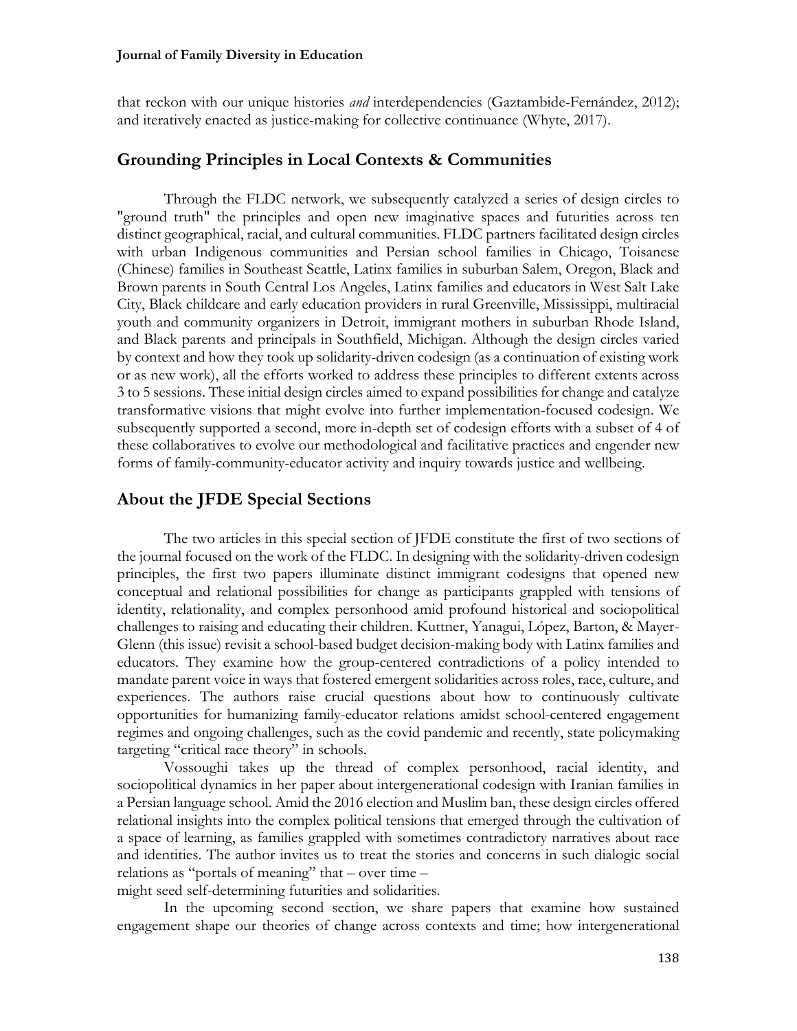that reckon with our unique histories *and* interdependencies (Gaztambide-Fernández, 2012); and iteratively enacted as justice-making for collective continuance (Whyte, 2017).

## Grounding Principles in Local Contexts & Communities

Through the FLDC network, we subsequently catalyzed a series of design circles to "ground truth" the principles and open new imaginative spaces and futurities across ten distinct geographical, racial, and cultural communities. FLDC partners facilitated design circles with urban Indigenous communities and Persian school families in Chicago, Toisanese (Chinese) families in Southeast Seattle, Latinx families in suburban Salem, Oregon, Black and Brown parents in South Central Los Angeles, Latinx families and educators in West Salt Lake City, Black childcare and early education providers in rural Greenville, Mississippi, multiracial youth and community organizers in Detroit, immigrant mothers in suburban Rhode Island, and Black parents and principals in Southfield, Michigan. Although the design circles varied by context and how they took up solidarity-driven codesign (as a continuation of existing work or as new work), all the efforts worked to address these principles to different extents across 3 to 5 sessions. These initial design circles aimed to expand possibilities for change and catalyze transformative visions that might evolve into further implementation-focused codesign. We subsequently supported a second, more in-depth set of codesign efforts with a subset of 4 of these collaboratives to evolve our methodological and facilitative practices and engender new forms of family-community-educator activity and inquiry towards justice and wellbeing.

## About the JFDE Special Sections

The two articles in this special section of JFDE constitute the first of two sections of the journal focused on the work of the FLDC. In designing with the solidarity-driven codesign principles, the first two papers illuminate distinct immigrant codesigns that opened new conceptual and relational possibilities for change as participants grappled with tensions of identity, relationality, and complex personhood amid profound historical and sociopolitical challenges to raising and educating their children. Kuttner, Yanagui, López, Barton, & Mayer-Glenn (this issue) revisit a school-based budget decision-making body with Latinx families and educators. They examine how the group-centered contradictions of a policy intended to mandate parent voice in ways that fostered emergent solidarities across roles, race, culture, and experiences. The authors raise crucial questions about how to continuously cultivate opportunities for humanizing family-educator relations amidst school-centered engagement regimes and ongoing challenges, such as the covid pandemic and recently, state policymaking targeting "critical race theory" in schools.

Vossoughi takes up the thread of complex personhood, racial identity, and sociopolitical dynamics in her paper about intergenerational codesign with Iranian families in a Persian language school. Amid the 2016 election and Muslim ban, these design circles offered relational insights into the complex political tensions that emerged through the cultivation of a space of learning, as families grappled with sometimes contradictory narratives about race and identities. The author invites us to treat the stories and concerns in such dialogic social relations as "portals of meaning" that – over time – might seed self-determining futurities and solidarities.

In the upcoming second section, we share papers that examine how sustained engagement shape our theories of change across contexts and time; how intergenerational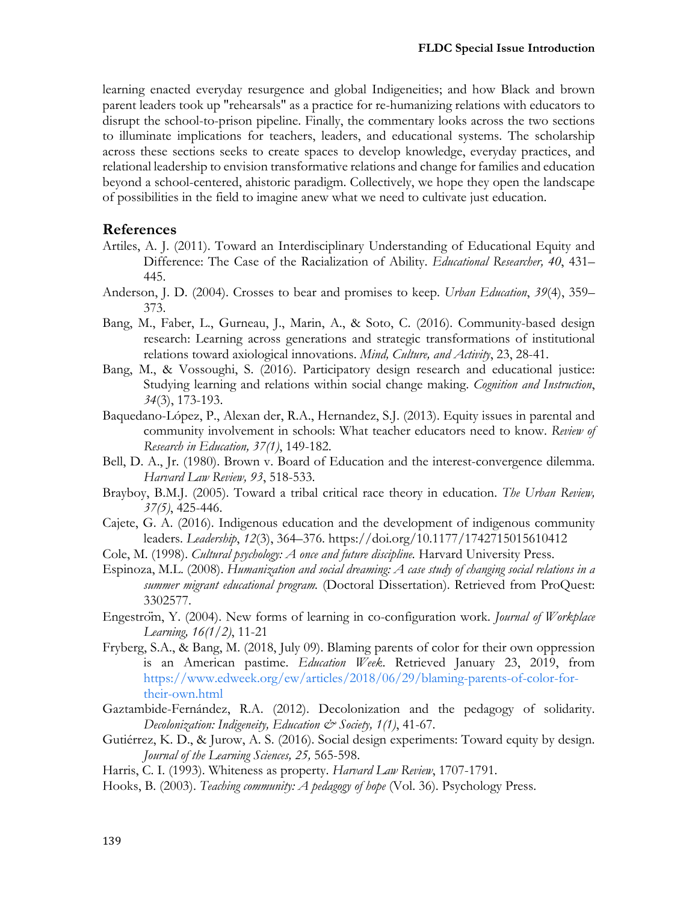learning enacted everyday resurgence and global Indigeneities; and how Black and brown parent leaders took up "rehearsals" as a practice for re-humanizing relations with educators to disrupt the school-to-prison pipeline. Finally, the commentary looks across the two sections to illuminate implications for teachers, leaders, and educational systems. The scholarship across these sections seeks to create spaces to develop knowledge, everyday practices, and relational leadership to envision transformative relations and change for families and education beyond a school-centered, ahistoric paradigm. Collectively, we hope they open the landscape of possibilities in the field to imagine anew what we need to cultivate just education.

## References

Artiles, A. J. (2011). Toward an Interdisciplinary Understanding of Educational Equity and Difference: The Case of the Racialization of Ability. *Educational Researcher, 40*, 431–445.

Anderson, J. D. (2004). Crosses to bear and promises to keep. *Urban Education*, *39*(4), 359–373.

Bang, M., Faber, L., Gurneau, J., Marin, A., & Soto, C. (2016). Community-based design research: Learning across generations and strategic transformations of institutional relations toward axiological innovations. *Mind, Culture, and Activity*, 23, 28-41.

Bang, M., & Vossoughi, S. (2016). Participatory design research and educational justice: Studying learning and relations within social change making. *Cognition and Instruction*, *34*(3), 173-193.

Baquedano-López, P., Alexan der, R.A., Hernandez, S.J. (2013). Equity issues in parental and community involvement in schools: What teacher educators need to know. *Review of Research in Education, 37(1)*, 149-182.

Bell, D. A., Jr. (1980). Brown v. Board of Education and the interest-convergence dilemma. *Harvard Law Review, 93*, 518-533.

Brayboy, B.M.J. (2005). Toward a tribal critical race theory in education. *The Urban Review, 37(5)*, 425-446.

Cajete, G. A. (2016). Indigenous education and the development of indigenous community leaders. *Leadership*, *12*(3), 364–376. https://doi.org/10.1177/1742715015610412

Cole, M. (1998). *Cultural psychology: A once and future discipline.* Harvard University Press.

Espinoza, M.L. (2008). *Humanization and social dreaming: A case study of changing social relations in a summer migrant educational program.* (Doctoral Dissertation). Retrieved from ProQuest: 3302577.

Engeström, Y. (2004). New forms of learning in co-configuration work. *Journal of Workplace Learning, 16(1/2)*, 11-21

Fryberg, S.A., & Bang, M. (2018, July 09). Blaming parents of color for their own oppression is an American pastime. *Education Week*. Retrieved January 23, 2019, from https://www.edweek.org/ew/articles/2018/06/29/blaming-parents-of-color-for-their-own.html

Gaztambide-Fernández, R.A. (2012). Decolonization and the pedagogy of solidarity. *Decolonization: Indigeneity, Education & Society, 1(1)*, 41-67.

Gutiérrez, K. D., & Jurow, A. S. (2016). Social design experiments: Toward equity by design. *Journal of the Learning Sciences, 25,* 565-598.

Harris, C. I. (1993). Whiteness as property. *Harvard Law Review*, 1707-1791.

Hooks, B. (2003). *Teaching community: A pedagogy of hope* (Vol. 36). Psychology Press.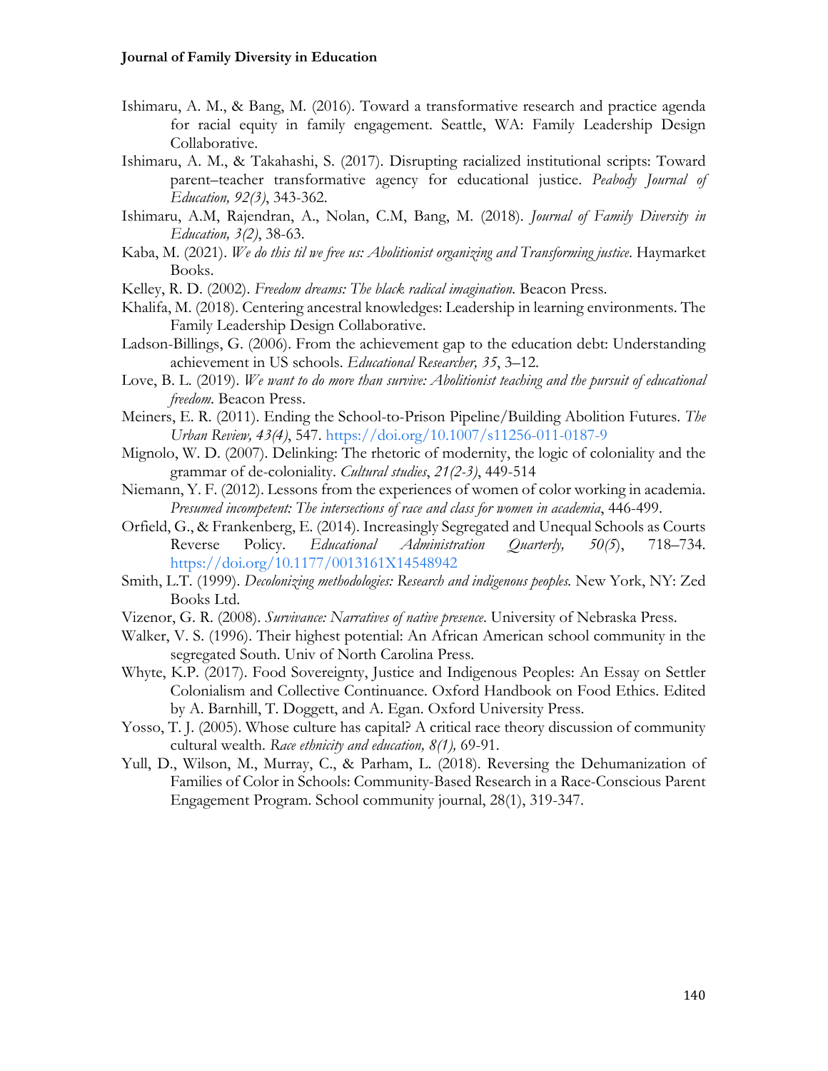Ishimaru, A. M., & Bang, M. (2016). Toward a transformative research and practice agenda for racial equity in family engagement. Seattle, WA: Family Leadership Design Collaborative.

Ishimaru, A. M., & Takahashi, S. (2017). Disrupting racialized institutional scripts: Toward parent–teacher transformative agency for educational justice. *Peabody Journal of Education, 92(3)*, 343-362.

Ishimaru, A.M, Rajendran, A., Nolan, C.M, Bang, M. (2018). *Journal of Family Diversity in Education, 3(2)*, 38-63.

Kaba, M. (2021). *We do this til we free us: Abolitionist organizing and Transforming justice*. Haymarket Books.

Kelley, R. D. (2002). *Freedom dreams: The black radical imagination.* Beacon Press.

Khalifa, M. (2018). Centering ancestral knowledges: Leadership in learning environments. The Family Leadership Design Collaborative.

Ladson-Billings, G. (2006). From the achievement gap to the education debt: Understanding achievement in US schools. *Educational Researcher, 35*, 3–12.

Love, B. L. (2019). *We want to do more than survive: Abolitionist teaching and the pursuit of educational freedom*. Beacon Press.

Meiners, E. R. (2011). Ending the School-to-Prison Pipeline/Building Abolition Futures. *The Urban Review, 43(4)*, 547. https://doi.org/10.1007/s11256-011-0187-9

Mignolo, W. D. (2007). Delinking: The rhetoric of modernity, the logic of coloniality and the grammar of de-coloniality. *Cultural studies*, *21(2-3)*, 449-514

Niemann, Y. F. (2012). Lessons from the experiences of women of color working in academia. *Presumed incompetent: The intersections of race and class for women in academia*, 446-499.

Orfield, G., & Frankenberg, E. (2014). Increasingly Segregated and Unequal Schools as Courts Reverse Policy. *Educational Administration Quarterly, 50(5*), 718–734. https://doi.org/10.1177/0013161X14548942

Smith, L.T. (1999). *Decolonizing methodologies: Research and indigenous peoples.* New York, NY: Zed Books Ltd.

Vizenor, G. R. (2008). *Survivance: Narratives of native presence*. University of Nebraska Press.

Walker, V. S. (1996). Their highest potential: An African American school community in the segregated South. Univ of North Carolina Press.

Whyte, K.P. (2017). Food Sovereignty, Justice and Indigenous Peoples: An Essay on Settler Colonialism and Collective Continuance. Oxford Handbook on Food Ethics. Edited by A. Barnhill, T. Doggett, and A. Egan. Oxford University Press.

Yosso, T. J. (2005). Whose culture has capital? A critical race theory discussion of community cultural wealth. *Race ethnicity and education, 8(1),* 69-91.

Yull, D., Wilson, M., Murray, C., & Parham, L. (2018). Reversing the Dehumanization of Families of Color in Schools: Community-Based Research in a Race-Conscious Parent Engagement Program. School community journal, 28(1), 319-347.